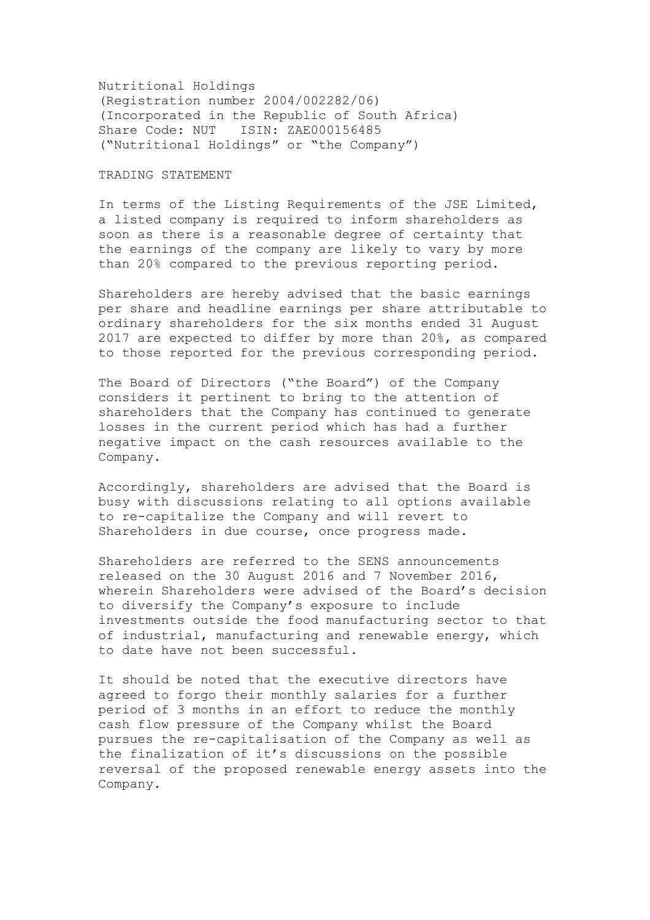Nutritional Holdings
(Registration number 2004/002282/06)
(Incorporated in the Republic of South Africa)
Share Code: NUT ISIN: ZAE000156485
("Nutritional Holdings" or "the Company")

## TRADING STATEMENT

In terms of the Listing Requirements of the JSE Limited, a listed company is required to inform shareholders as soon as there is a reasonable degree of certainty that the earnings of the company are likely to vary by more than 20% compared to the previous reporting period.

Shareholders are hereby advised that the basic earnings per share and headline earnings per share attributable to ordinary shareholders for the six months ended 31 August 2017 are expected to differ by more than 20%, as compared to those reported for the previous corresponding period.

The Board of Directors ("the Board") of the Company considers it pertinent to bring to the attention of shareholders that the Company has continued to generate losses in the current period which has had a further negative impact on the cash resources available to the Company.

Accordingly, shareholders are advised that the Board is busy with discussions relating to all options available to re-capitalize the Company and will revert to Shareholders in due course, once progress made.

Shareholders are referred to the SENS announcements released on the 30 August 2016 and 7 November 2016, wherein Shareholders were advised of the Board's decision to diversify the Company's exposure to include investments outside the food manufacturing sector to that of industrial, manufacturing and renewable energy, which to date have not been successful.

It should be noted that the executive directors have agreed to forgo their monthly salaries for a further period of 3 months in an effort to reduce the monthly cash flow pressure of the Company whilst the Board pursues the re-capitalisation of the Company as well as the finalization of it's discussions on the possible reversal of the proposed renewable energy assets into the Company.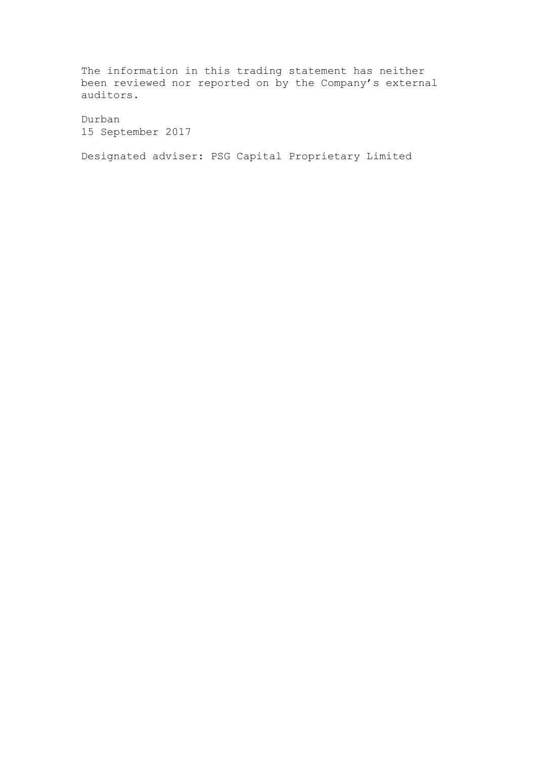The information in this trading statement has neither been reviewed nor reported on by the Company's external auditors.

Durban
15 September 2017

Designated adviser: PSG Capital Proprietary Limited